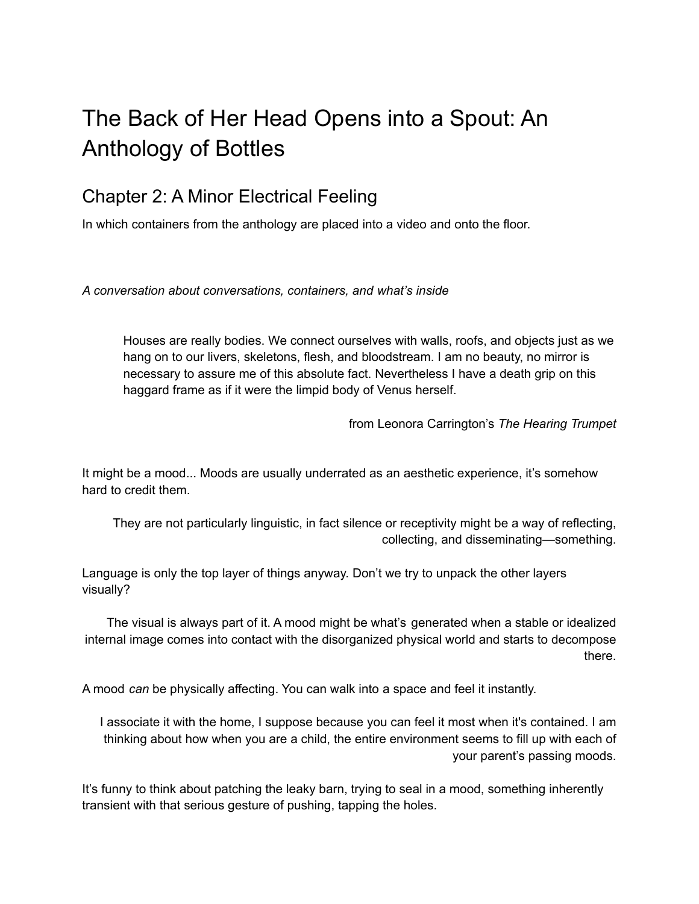# The Back of Her Head Opens into a Spout: An Anthology of Bottles

## Chapter 2: A Minor Electrical Feeling

In which containers from the anthology are placed into a video and onto the floor.

*A conversation about conversations, containers, and what's inside*

> Houses are really bodies. We connect ourselves with walls, roofs, and objects just as we hang on to our livers, skeletons, flesh, and bloodstream. I am no beauty, no mirror is necessary to assure me of this absolute fact. Nevertheless I have a death grip on this haggard frame as if it were the limpid body of Venus herself.
>
> from Leonora Carrington's *The Hearing Trumpet*

It might be a mood... Moods are usually underrated as an aesthetic experience, it's somehow hard to credit them.

They are not particularly linguistic, in fact silence or receptivity might be a way of reflecting, collecting, and disseminating—something.

Language is only the top layer of things anyway. Don't we try to unpack the other layers visually?

The visual is always part of it. A mood might be what's generated when a stable or idealized internal image comes into contact with the disorganized physical world and starts to decompose there.

A mood *can* be physically affecting. You can walk into a space and feel it instantly.

I associate it with the home, I suppose because you can feel it most when it's contained. I am thinking about how when you are a child, the entire environment seems to fill up with each of your parent's passing moods.

It's funny to think about patching the leaky barn, trying to seal in a mood, something inherently transient with that serious gesture of pushing, tapping the holes.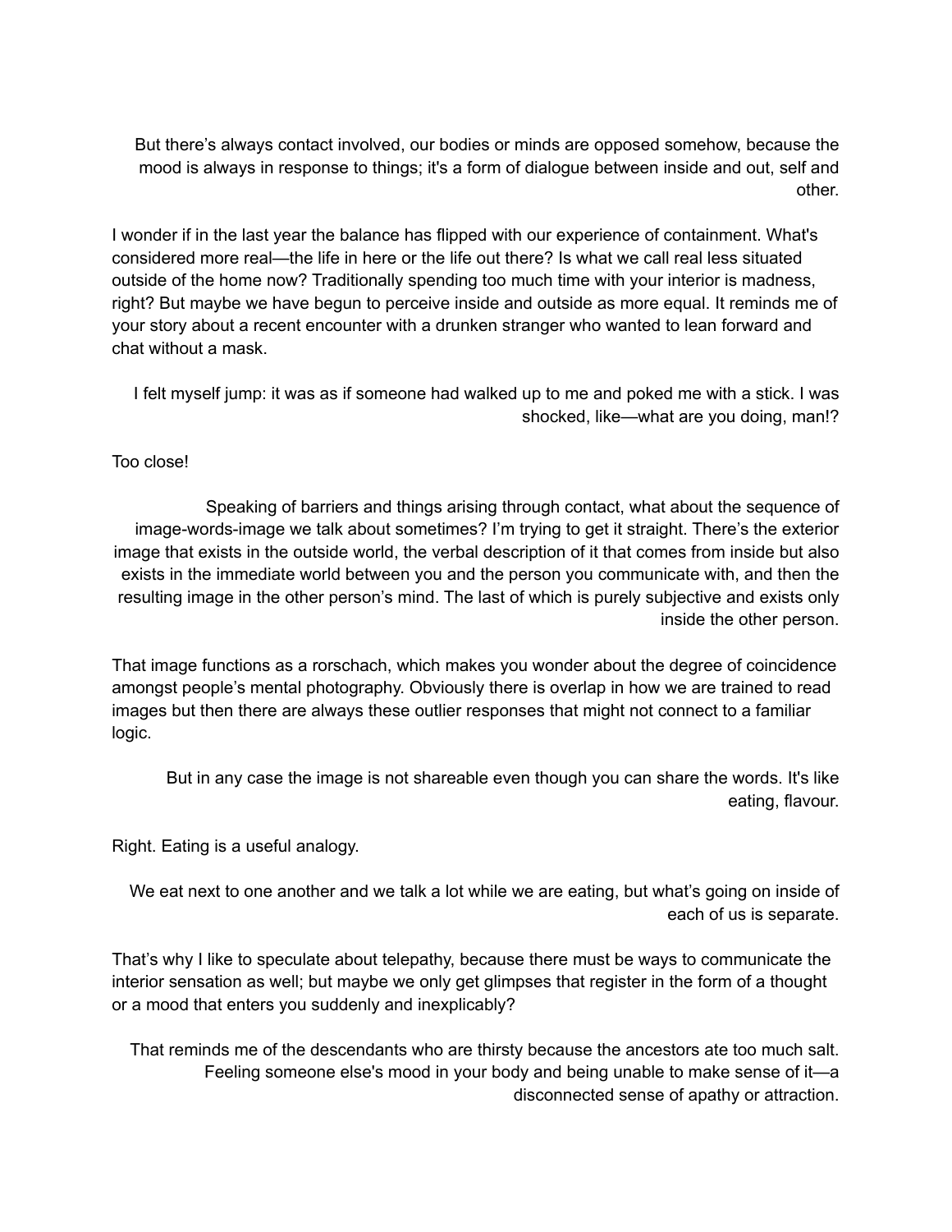But there's always contact involved, our bodies or minds are opposed somehow, because the mood is always in response to things; it's a form of dialogue between inside and out, self and other.

I wonder if in the last year the balance has flipped with our experience of containment. What's considered more real—the life in here or the life out there? Is what we call real less situated outside of the home now? Traditionally spending too much time with your interior is madness, right? But maybe we have begun to perceive inside and outside as more equal. It reminds me of your story about a recent encounter with a drunken stranger who wanted to lean forward and chat without a mask.

I felt myself jump: it was as if someone had walked up to me and poked me with a stick. I was shocked, like—what are you doing, man!?

Too close!

Speaking of barriers and things arising through contact, what about the sequence of image-words-image we talk about sometimes? I'm trying to get it straight. There's the exterior image that exists in the outside world, the verbal description of it that comes from inside but also exists in the immediate world between you and the person you communicate with, and then the resulting image in the other person's mind. The last of which is purely subjective and exists only inside the other person.

That image functions as a rorschach, which makes you wonder about the degree of coincidence amongst people's mental photography. Obviously there is overlap in how we are trained to read images but then there are always these outlier responses that might not connect to a familiar logic.

But in any case the image is not shareable even though you can share the words. It's like eating, flavour.

Right. Eating is a useful analogy.

We eat next to one another and we talk a lot while we are eating, but what's going on inside of each of us is separate.

That's why I like to speculate about telepathy, because there must be ways to communicate the interior sensation as well; but maybe we only get glimpses that register in the form of a thought or a mood that enters you suddenly and inexplicably?

That reminds me of the descendants who are thirsty because the ancestors ate too much salt. Feeling someone else's mood in your body and being unable to make sense of it—a disconnected sense of apathy or attraction.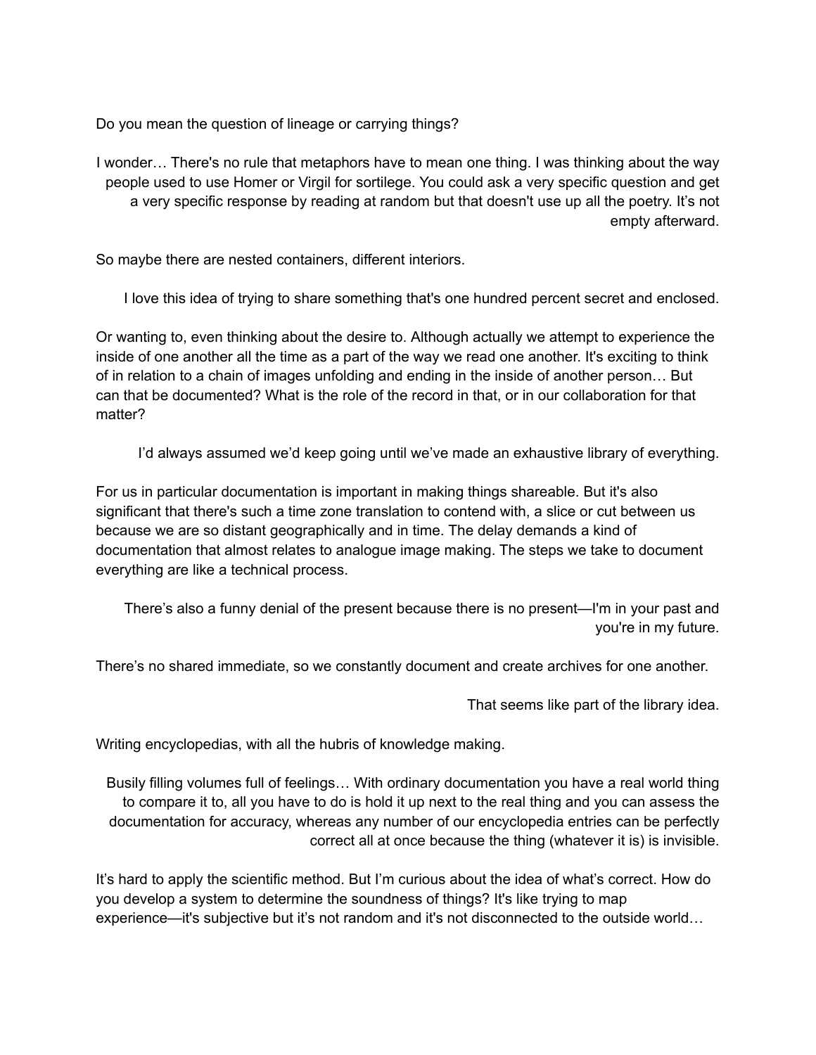Do you mean the question of lineage or carrying things?

I wonder… There's no rule that metaphors have to mean one thing. I was thinking about the way people used to use Homer or Virgil for sortilege. You could ask a very specific question and get a very specific response by reading at random but that doesn't use up all the poetry. It's not empty afterward.

So maybe there are nested containers, different interiors.

I love this idea of trying to share something that's one hundred percent secret and enclosed.

Or wanting to, even thinking about the desire to. Although actually we attempt to experience the inside of one another all the time as a part of the way we read one another. It's exciting to think of in relation to a chain of images unfolding and ending in the inside of another person… But can that be documented? What is the role of the record in that, or in our collaboration for that matter?

I'd always assumed we'd keep going until we've made an exhaustive library of everything.

For us in particular documentation is important in making things shareable. But it's also significant that there's such a time zone translation to contend with, a slice or cut between us because we are so distant geographically and in time. The delay demands a kind of documentation that almost relates to analogue image making. The steps we take to document everything are like a technical process.

There's also a funny denial of the present because there is no present—I'm in your past and you're in my future.

There's no shared immediate, so we constantly document and create archives for one another.

That seems like part of the library idea.

Writing encyclopedias, with all the hubris of knowledge making.

Busily filling volumes full of feelings… With ordinary documentation you have a real world thing to compare it to, all you have to do is hold it up next to the real thing and you can assess the documentation for accuracy, whereas any number of our encyclopedia entries can be perfectly correct all at once because the thing (whatever it is) is invisible.

It's hard to apply the scientific method. But I'm curious about the idea of what's correct. How do you develop a system to determine the soundness of things? It's like trying to map experience—it's subjective but it's not random and it's not disconnected to the outside world…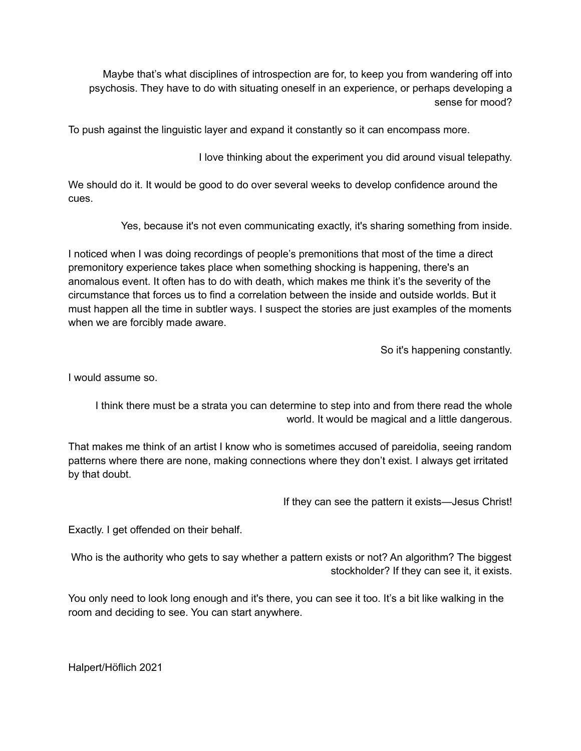Maybe that’s what disciplines of introspection are for, to keep you from wandering off into psychosis. They have to do with situating oneself in an experience, or perhaps developing a sense for mood?

To push against the linguistic layer and expand it constantly so it can encompass more.

I love thinking about the experiment you did around visual telepathy.

We should do it. It would be good to do over several weeks to develop confidence around the cues.

Yes, because it's not even communicating exactly, it's sharing something from inside.

I noticed when I was doing recordings of people’s premonitions that most of the time a direct premonitory experience takes place when something shocking is happening, there's an anomalous event. It often has to do with death, which makes me think it’s the severity of the circumstance that forces us to find a correlation between the inside and outside worlds. But it must happen all the time in subtler ways. I suspect the stories are just examples of the moments when we are forcibly made aware.

So it's happening constantly.

I would assume so.

I think there must be a strata you can determine to step into and from there read the whole world. It would be magical and a little dangerous.

That makes me think of an artist I know who is sometimes accused of pareidolia, seeing random patterns where there are none, making connections where they don’t exist. I always get irritated by that doubt.

If they can see the pattern it exists—Jesus Christ!

Exactly. I get offended on their behalf.

Who is the authority who gets to say whether a pattern exists or not? An algorithm? The biggest stockholder? If they can see it, it exists.

You only need to look long enough and it's there, you can see it too. It’s a bit like walking in the room and deciding to see. You can start anywhere.

Halpert/Höflich 2021